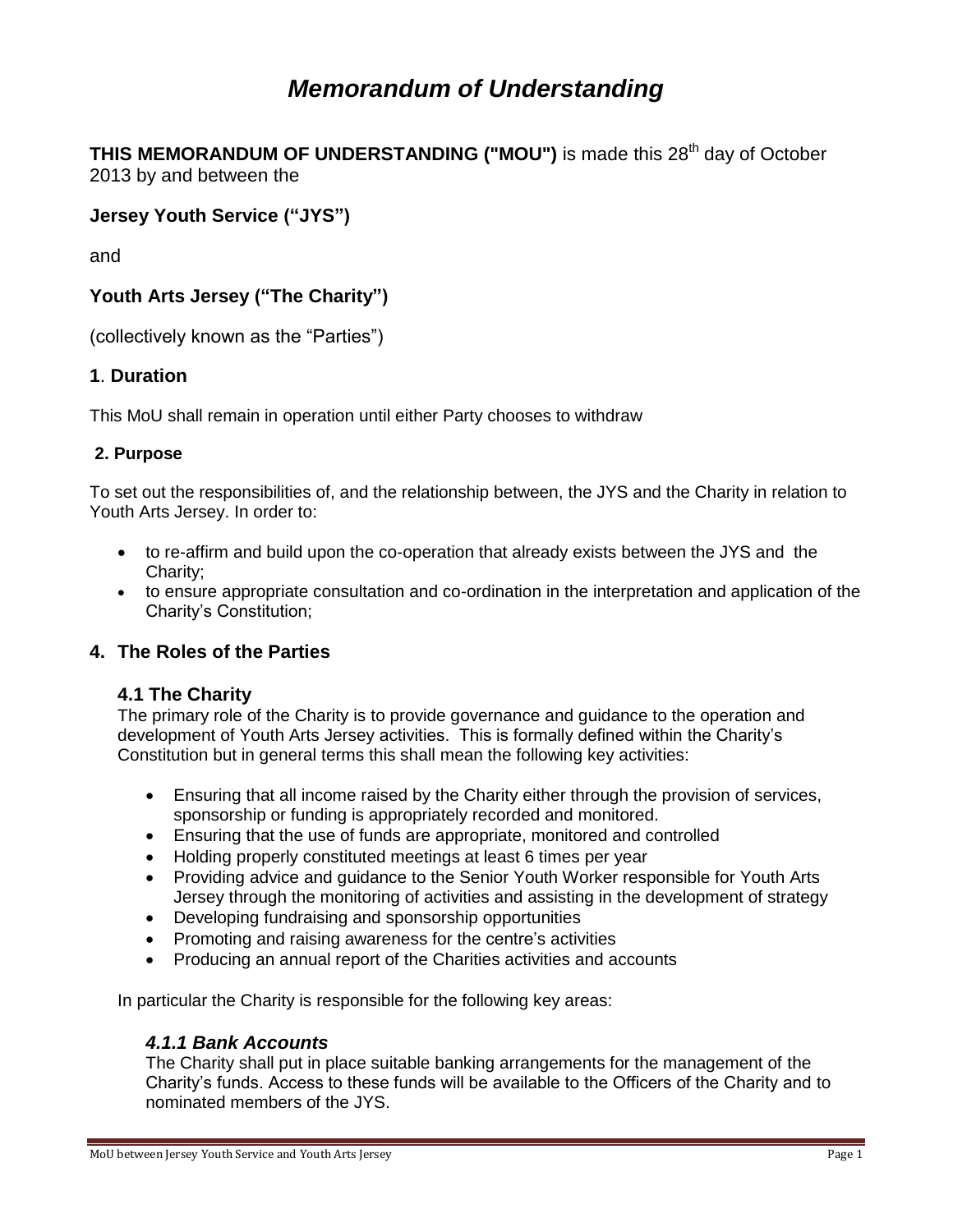# *Memorandum of Understanding*

**THIS MEMORANDUM OF UNDERSTANDING ("MOU")** is made this 28th day of October 2013 by and between the

**Jersey Youth Service ("JYS")**

and

**Youth Arts Jersey ("The Charity")**

(collectively known as the "Parties")

## 1. Duration

This MoU shall remain in operation until either Party chooses to withdraw

### 2. Purpose

To set out the responsibilities of, and the relationship between, the JYS and the Charity in relation to Youth Arts Jersey. In order to:

- to re-affirm and build upon the co-operation that already exists between the JYS and the Charity;
- to ensure appropriate consultation and co-ordination in the interpretation and application of the Charity's Constitution;

## 4. The Roles of the Parties

### 4.1 The Charity

The primary role of the Charity is to provide governance and guidance to the operation and development of Youth Arts Jersey activities. This is formally defined within the Charity's Constitution but in general terms this shall mean the following key activities:

- Ensuring that all income raised by the Charity either through the provision of services, sponsorship or funding is appropriately recorded and monitored.
- Ensuring that the use of funds are appropriate, monitored and controlled
- Holding properly constituted meetings at least 6 times per year
- Providing advice and guidance to the Senior Youth Worker responsible for Youth Arts Jersey through the monitoring of activities and assisting in the development of strategy
- Developing fundraising and sponsorship opportunities
- Promoting and raising awareness for the centre's activities
- Producing an annual report of the Charities activities and accounts

In particular the Charity is responsible for the following key areas:

#### *4.1.1 Bank Accounts*

The Charity shall put in place suitable banking arrangements for the management of the Charity's funds. Access to these funds will be available to the Officers of the Charity and to nominated members of the JYS.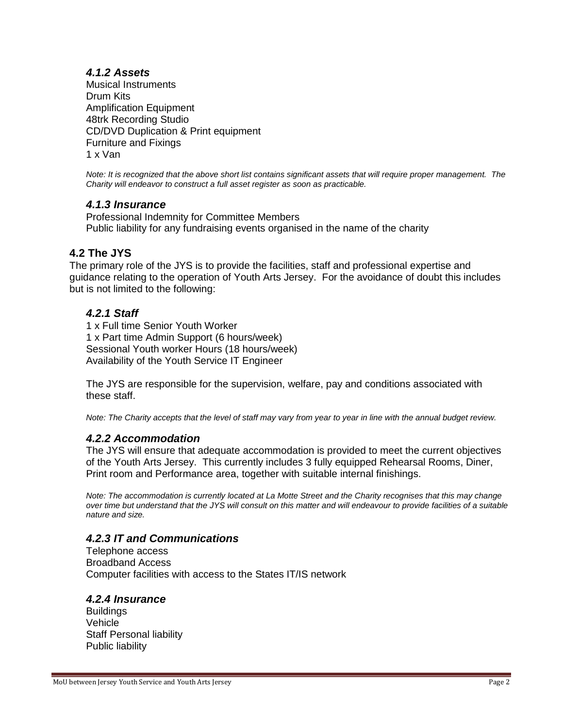#### *4.1.2 Assets*

Musical Instruments
Drum Kits
Amplification Equipment
48trk Recording Studio
CD/DVD Duplication & Print equipment
Furniture and Fixings
1 x Van

*Note: It is recognized that the above short list contains significant assets that will require proper management. The Charity will endeavor to construct a full asset register as soon as practicable.*

#### *4.1.3 Insurance*

Professional Indemnity for Committee Members
Public liability for any fundraising events organised in the name of the charity

### 4.2 The JYS

The primary role of the JYS is to provide the facilities, staff and professional expertise and guidance relating to the operation of Youth Arts Jersey. For the avoidance of doubt this includes but is not limited to the following:

#### *4.2.1 Staff*

1 x Full time Senior Youth Worker
1 x Part time Admin Support (6 hours/week)
Sessional Youth worker Hours (18 hours/week)
Availability of the Youth Service IT Engineer

The JYS are responsible for the supervision, welfare, pay and conditions associated with these staff.

*Note: The Charity accepts that the level of staff may vary from year to year in line with the annual budget review.*

#### *4.2.2 Accommodation*

The JYS will ensure that adequate accommodation is provided to meet the current objectives of the Youth Arts Jersey. This currently includes 3 fully equipped Rehearsal Rooms, Diner, Print room and Performance area, together with suitable internal finishings.

*Note: The accommodation is currently located at La Motte Street and the Charity recognises that this may change over time but understand that the JYS will consult on this matter and will endeavour to provide facilities of a suitable nature and size.*

#### *4.2.3 IT and Communications*

Telephone access
Broadband Access
Computer facilities with access to the States IT/IS network

#### *4.2.4 Insurance*

Buildings
Vehicle
Staff Personal liability
Public liability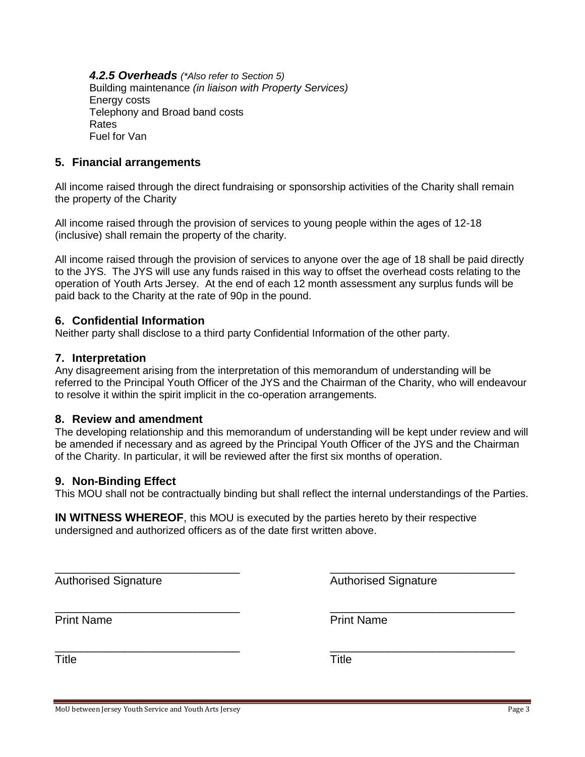#### *4.2.5 Overheads* *(\*Also refer to Section 5)*

Building maintenance *(in liaison with Property Services)*
Energy costs
Telephony and Broad band costs
Rates
Fuel for Van

## 5. Financial arrangements

All income raised through the direct fundraising or sponsorship activities of the Charity shall remain the property of the Charity

All income raised through the provision of services to young people within the ages of 12-18 (inclusive) shall remain the property of the charity.

All income raised through the provision of services to anyone over the age of 18 shall be paid directly to the JYS. The JYS will use any funds raised in this way to offset the overhead costs relating to the operation of Youth Arts Jersey. At the end of each 12 month assessment any surplus funds will be paid back to the Charity at the rate of 90p in the pound.

## 6. Confidential Information

Neither party shall disclose to a third party Confidential Information of the other party.

## 7. Interpretation

Any disagreement arising from the interpretation of this memorandum of understanding will be referred to the Principal Youth Officer of the JYS and the Chairman of the Charity, who will endeavour to resolve it within the spirit implicit in the co-operation arrangements.

## 8. Review and amendment

The developing relationship and this memorandum of understanding will be kept under review and will be amended if necessary and as agreed by the Principal Youth Officer of the JYS and the Chairman of the Charity. In particular, it will be reviewed after the first six months of operation.

## 9. Non-Binding Effect

This MOU shall not be contractually binding but shall reflect the internal understandings of the Parties.

**IN WITNESS WHEREOF**, this MOU is executed by the parties hereto by their respective undersigned and authorized officers as of the date first written above.

| | |
|---|---|
| ______________________________ | ______________________________ |
| Authorised Signature | Authorised Signature |
| ______________________________ | ______________________________ |
| Print Name | Print Name |
| ______________________________ | ______________________________ |
| Title | Title |